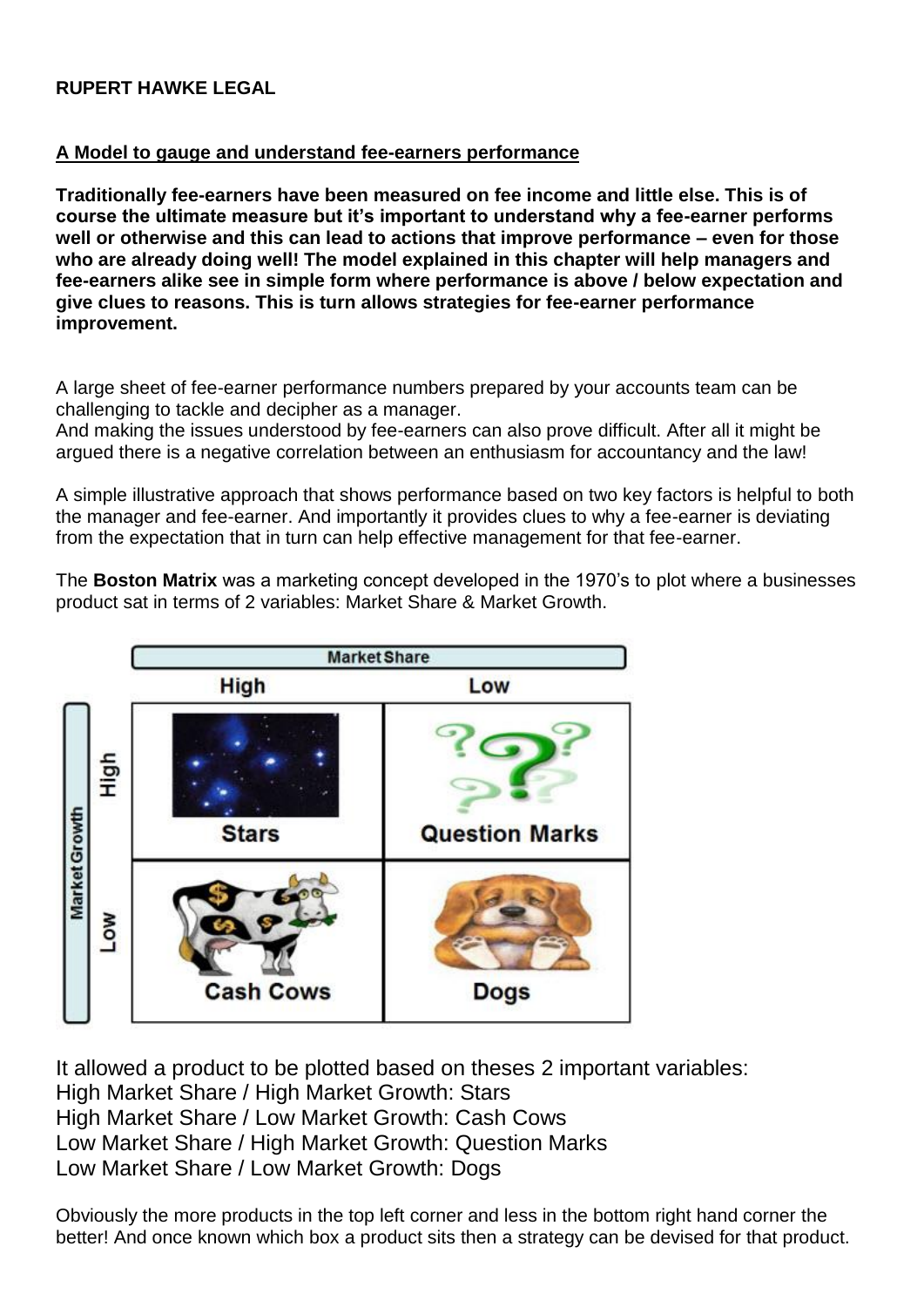**RUPERT HAWKE LEGAL**

## A Model to gauge and understand fee-earners performance

**Traditionally fee-earners have been measured on fee income and little else. This is of course the ultimate measure but it's important to understand why a fee-earner performs well or otherwise and this can lead to actions that improve performance – even for those who are already doing well! The model explained in this chapter will help managers and fee-earners alike see in simple form where performance is above / below expectation and give clues to reasons. This is turn allows strategies for fee-earner performance improvement.**

A large sheet of fee-earner performance numbers prepared by your accounts team can be challenging to tackle and decipher as a manager.
And making the issues understood by fee-earners can also prove difficult. After all it might be argued there is a negative correlation between an enthusiasm for accountancy and the law!

A simple illustrative approach that shows performance based on two key factors is helpful to both the manager and fee-earner. And importantly it provides clues to why a fee-earner is deviating from the expectation that in turn can help effective management for that fee-earner.

The **Boston Matrix** was a marketing concept developed in the 1970's to plot where a businesses product sat in terms of 2 variables: Market Share & Market Growth.

| | | Market Share | |
|---|---|---|---|
| | | High | Low |
| Market Growth | High | Stars | Question Marks |
| | Low | Cash Cows | Dogs |

It allowed a product to be plotted based on theses 2 important variables:
High Market Share / High Market Growth: Stars
High Market Share / Low Market Growth: Cash Cows
Low Market Share / High Market Growth: Question Marks
Low Market Share / Low Market Growth: Dogs

Obviously the more products in the top left corner and less in the bottom right hand corner the better! And once known which box a product sits then a strategy can be devised for that product.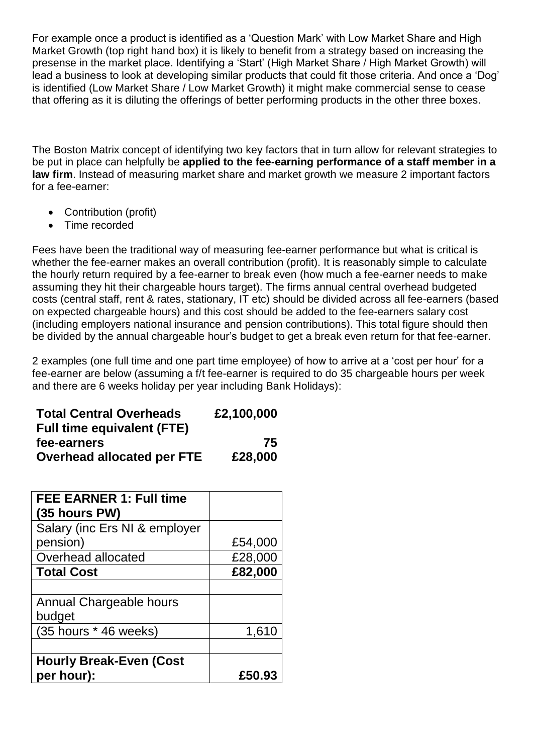For example once a product is identified as a 'Question Mark' with Low Market Share and High Market Growth (top right hand box) it is likely to benefit from a strategy based on increasing the presense in the market place. Identifying a 'Start' (High Market Share / High Market Growth) will lead a business to look at developing similar products that could fit those criteria. And once a 'Dog' is identified (Low Market Share / Low Market Growth) it might make commercial sense to cease that offering as it is diluting the offerings of better performing products in the other three boxes.

The Boston Matrix concept of identifying two key factors that in turn allow for relevant strategies to be put in place can helpfully be **applied to the fee-earning performance of a staff member in a law firm**. Instead of measuring market share and market growth we measure 2 important factors for a fee-earner:

- Contribution (profit)
- Time recorded

Fees have been the traditional way of measuring fee-earner performance but what is critical is whether the fee-earner makes an overall contribution (profit). It is reasonably simple to calculate the hourly return required by a fee-earner to break even (how much a fee-earner needs to make assuming they hit their chargeable hours target). The firms annual central overhead budgeted costs (central staff, rent & rates, stationary, IT etc) should be divided across all fee-earners (based on expected chargeable hours) and this cost should be added to the fee-earners salary cost (including employers national insurance and pension contributions). This total figure should then be divided by the annual chargeable hour's budget to get a break even return for that fee-earner.

2 examples (one full time and one part time employee) of how to arrive at a 'cost per hour' for a fee-earner are below (assuming a f/t fee-earner is required to do 35 chargeable hours per week and there are 6 weeks holiday per year including Bank Holidays):

| | |
|---|---|
| **Total Central Overheads** | **£2,100,000** |
| **Full time equivalent (FTE) fee-earners** | **75** |
| **Overhead allocated per FTE** | **£28,000** |

| **FEE EARNER 1: Full time (35 hours PW)** | |
|---|---|
| Salary (inc Ers NI & employer pension) | £54,000 |
| Overhead allocated | £28,000 |
| **Total Cost** | **£82,000** |
| | |
| Annual Chargeable hours budget | |
| (35 hours * 46 weeks) | 1,610 |
| | |
| **Hourly Break-Even (Cost per hour):** | **£50.93** |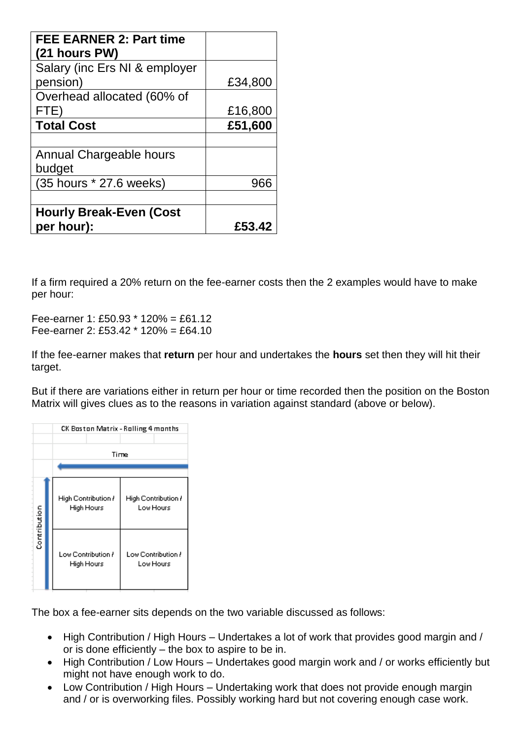| **FEE EARNER 2: Part time (21 hours PW)** | |
|---|---:|
| Salary (inc Ers NI & employer pension) | £34,800 |
| Overhead allocated (60% of FTE) | £16,800 |
| **Total Cost** | **£51,600** |
| | |
| Annual Chargeable hours budget | |
| (35 hours * 27.6 weeks) | 966 |
| | |
| **Hourly Break-Even (Cost per hour):** | **£53.42** |

If a firm required a 20% return on the fee-earner costs then the 2 examples would have to make per hour:

Fee-earner 1: £50.93 * 120% = £61.12
Fee-earner 2: £53.42 * 120% = £64.10

If the fee-earner makes that **return** per hour and undertakes the **hours** set then they will hit their target.

But if there are variations either in return per hour or time recorded then the position on the Boston Matrix will gives clues as to the reasons in variation against standard (above or below).

CK Boston Matrix - Rolling 4 months

| | Time ← | |
|---|---|---|
| **Contribution ↑** | High Contribution / High Hours | High Contribution / Low Hours |
| | Low Contribution / High Hours | Low Contribution / Low Hours |

The box a fee-earner sits depends on the two variable discussed as follows:

- High Contribution / High Hours – Undertakes a lot of work that provides good margin and / or is done efficiently – the box to aspire to be in.
- High Contribution / Low Hours – Undertakes good margin work and / or works efficiently but might not have enough work to do.
- Low Contribution / High Hours – Undertaking work that does not provide enough margin and / or is overworking files. Possibly working hard but not covering enough case work.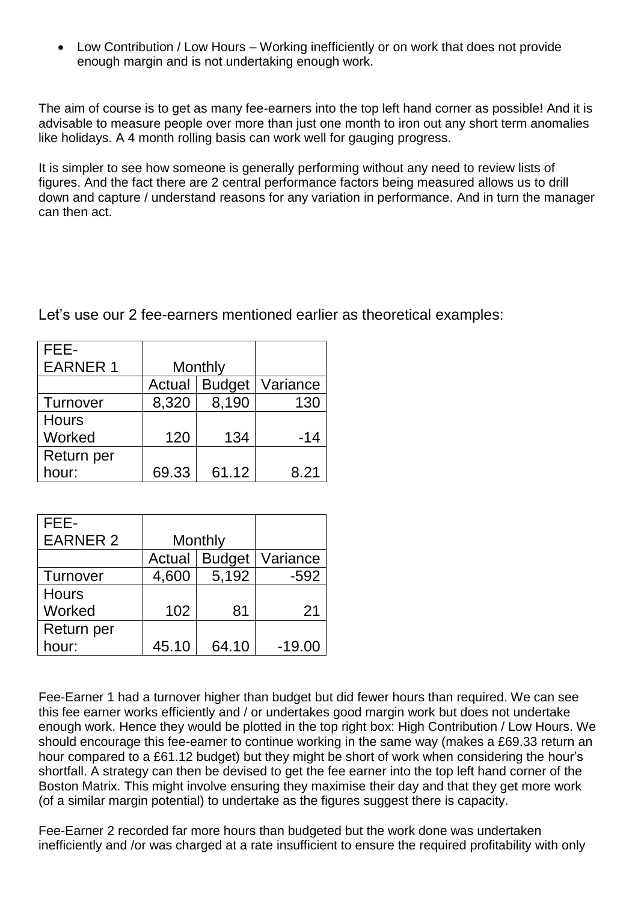- Low Contribution / Low Hours – Working inefficiently or on work that does not provide enough margin and is not undertaking enough work.

The aim of course is to get as many fee-earners into the top left hand corner as possible! And it is advisable to measure people over more than just one month to iron out any short term anomalies like holidays. A 4 month rolling basis can work well for gauging progress.

It is simpler to see how someone is generally performing without any need to review lists of figures. And the fact there are 2 central performance factors being measured allows us to drill down and capture / understand reasons for any variation in performance. And in turn the manager can then act.

Let's use our 2 fee-earners mentioned earlier as theoretical examples:

| FEE-EARNER 1 | Monthly | | |
|---|---|---|---|
| | Actual | Budget | Variance |
| Turnover | 8,320 | 8,190 | 130 |
| Hours Worked | 120 | 134 | -14 |
| Return per hour: | 69.33 | 61.12 | 8.21 |

| FEE-EARNER 2 | Monthly | | |
|---|---|---|---|
| | Actual | Budget | Variance |
| Turnover | 4,600 | 5,192 | -592 |
| Hours Worked | 102 | 81 | 21 |
| Return per hour: | 45.10 | 64.10 | -19.00 |

Fee-Earner 1 had a turnover higher than budget but did fewer hours than required. We can see this fee earner works efficiently and / or undertakes good margin work but does not undertake enough work. Hence they would be plotted in the top right box: High Contribution / Low Hours. We should encourage this fee-earner to continue working in the same way (makes a £69.33 return an hour compared to a £61.12 budget) but they might be short of work when considering the hour's shortfall. A strategy can then be devised to get the fee earner into the top left hand corner of the Boston Matrix. This might involve ensuring they maximise their day and that they get more work (of a similar margin potential) to undertake as the figures suggest there is capacity.

Fee-Earner 2 recorded far more hours than budgeted but the work done was undertaken inefficiently and /or was charged at a rate insufficient to ensure the required profitability with only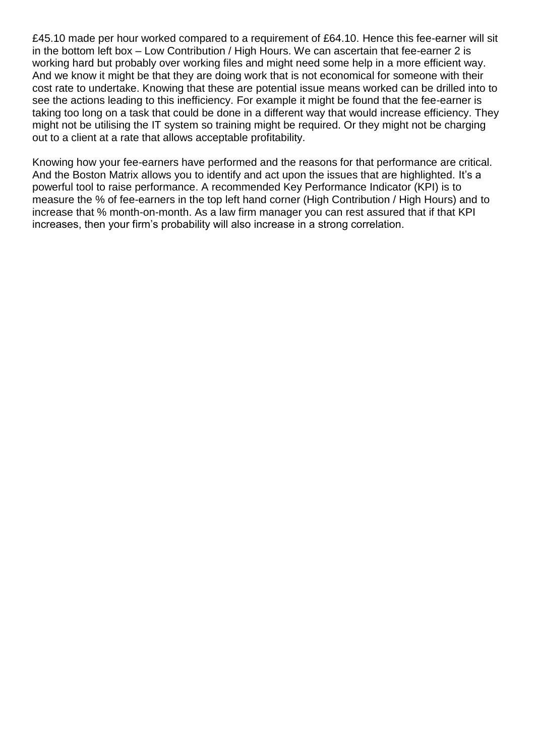£45.10 made per hour worked compared to a requirement of £64.10. Hence this fee-earner will sit in the bottom left box – Low Contribution / High Hours. We can ascertain that fee-earner 2 is working hard but probably over working files and might need some help in a more efficient way. And we know it might be that they are doing work that is not economical for someone with their cost rate to undertake. Knowing that these are potential issue means worked can be drilled into to see the actions leading to this inefficiency. For example it might be found that the fee-earner is taking too long on a task that could be done in a different way that would increase efficiency. They might not be utilising the IT system so training might be required. Or they might not be charging out to a client at a rate that allows acceptable profitability.

Knowing how your fee-earners have performed and the reasons for that performance are critical. And the Boston Matrix allows you to identify and act upon the issues that are highlighted. It's a powerful tool to raise performance. A recommended Key Performance Indicator (KPI) is to measure the % of fee-earners in the top left hand corner (High Contribution / High Hours) and to increase that % month-on-month. As a law firm manager you can rest assured that if that KPI increases, then your firm's probability will also increase in a strong correlation.